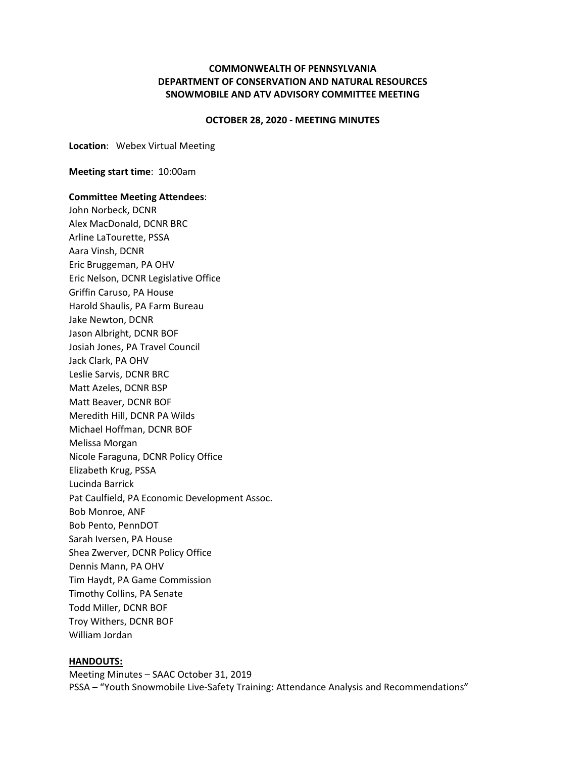**COMMONWEALTH OF PENNSYLVANIA**
**DEPARTMENT OF CONSERVATION AND NATURAL RESOURCES**
**SNOWMOBILE AND ATV ADVISORY COMMITTEE MEETING**

**OCTOBER 28, 2020 - MEETING MINUTES**

**Location**: Webex Virtual Meeting

**Meeting start time**: 10:00am

**Committee Meeting Attendees**:
John Norbeck, DCNR
Alex MacDonald, DCNR BRC
Arline LaTourette, PSSA
Aara Vinsh, DCNR
Eric Bruggeman, PA OHV
Eric Nelson, DCNR Legislative Office
Griffin Caruso, PA House
Harold Shaulis, PA Farm Bureau
Jake Newton, DCNR
Jason Albright, DCNR BOF
Josiah Jones, PA Travel Council
Jack Clark, PA OHV
Leslie Sarvis, DCNR BRC
Matt Azeles, DCNR BSP
Matt Beaver, DCNR BOF
Meredith Hill, DCNR PA Wilds
Michael Hoffman, DCNR BOF
Melissa Morgan
Nicole Faraguna, DCNR Policy Office
Elizabeth Krug, PSSA
Lucinda Barrick
Pat Caulfield, PA Economic Development Assoc.
Bob Monroe, ANF
Bob Pento, PennDOT
Sarah Iversen, PA House
Shea Zwerver, DCNR Policy Office
Dennis Mann, PA OHV
Tim Haydt, PA Game Commission
Timothy Collins, PA Senate
Todd Miller, DCNR BOF
Troy Withers, DCNR BOF
William Jordan

**HANDOUTS:**
Meeting Minutes – SAAC October 31, 2019
PSSA – "Youth Snowmobile Live-Safety Training: Attendance Analysis and Recommendations"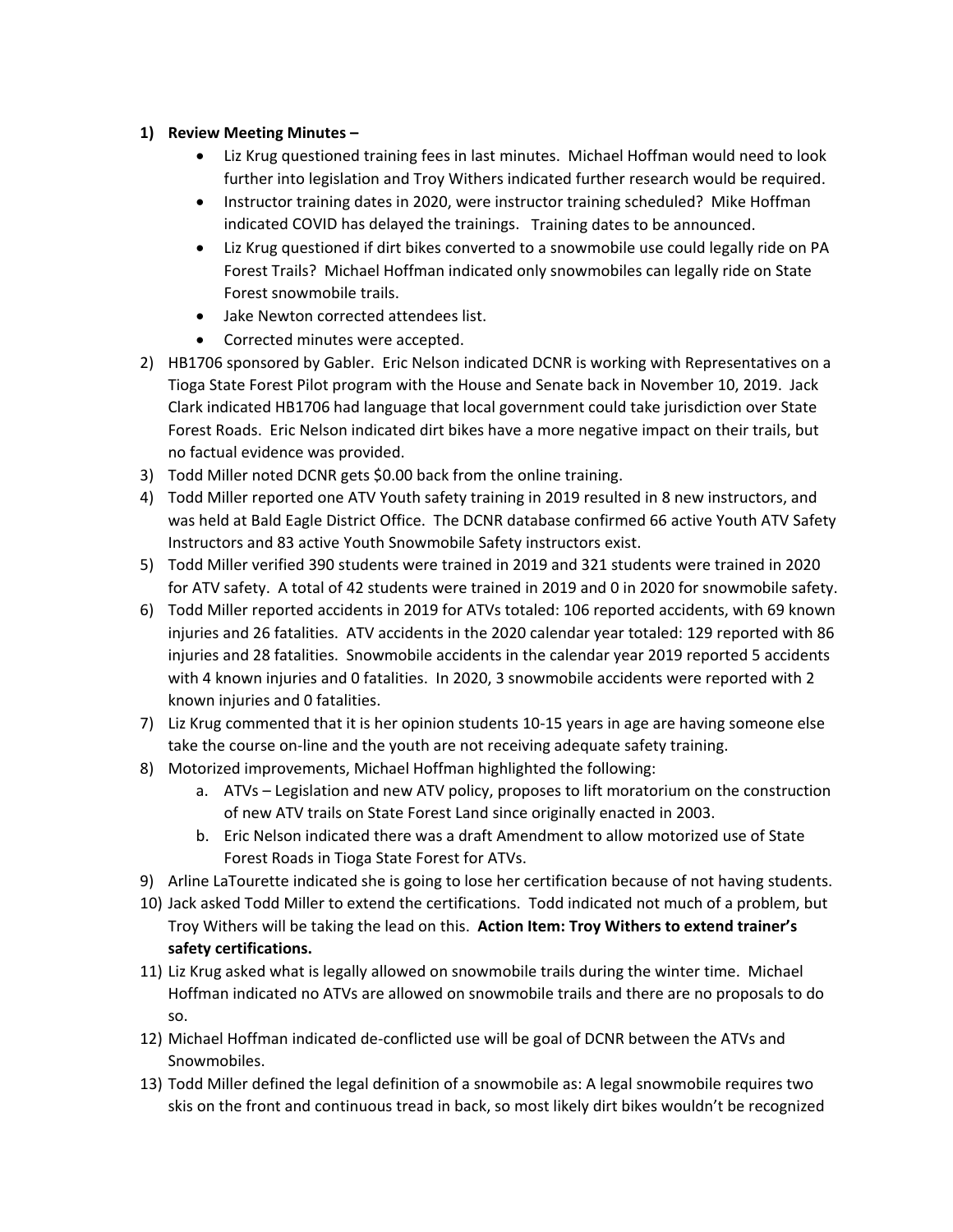1) **Review Meeting Minutes –**
    - Liz Krug questioned training fees in last minutes. Michael Hoffman would need to look further into legislation and Troy Withers indicated further research would be required.
    - Instructor training dates in 2020, were instructor training scheduled? Mike Hoffman indicated COVID has delayed the trainings. Training dates to be announced.
    - Liz Krug questioned if dirt bikes converted to a snowmobile use could legally ride on PA Forest Trails? Michael Hoffman indicated only snowmobiles can legally ride on State Forest snowmobile trails.
    - Jake Newton corrected attendees list.
    - Corrected minutes were accepted.
2) HB1706 sponsored by Gabler. Eric Nelson indicated DCNR is working with Representatives on a Tioga State Forest Pilot program with the House and Senate back in November 10, 2019. Jack Clark indicated HB1706 had language that local government could take jurisdiction over State Forest Roads. Eric Nelson indicated dirt bikes have a more negative impact on their trails, but no factual evidence was provided.
3) Todd Miller noted DCNR gets $0.00 back from the online training.
4) Todd Miller reported one ATV Youth safety training in 2019 resulted in 8 new instructors, and was held at Bald Eagle District Office. The DCNR database confirmed 66 active Youth ATV Safety Instructors and 83 active Youth Snowmobile Safety instructors exist.
5) Todd Miller verified 390 students were trained in 2019 and 321 students were trained in 2020 for ATV safety. A total of 42 students were trained in 2019 and 0 in 2020 for snowmobile safety.
6) Todd Miller reported accidents in 2019 for ATVs totaled: 106 reported accidents, with 69 known injuries and 26 fatalities. ATV accidents in the 2020 calendar year totaled: 129 reported with 86 injuries and 28 fatalities. Snowmobile accidents in the calendar year 2019 reported 5 accidents with 4 known injuries and 0 fatalities. In 2020, 3 snowmobile accidents were reported with 2 known injuries and 0 fatalities.
7) Liz Krug commented that it is her opinion students 10-15 years in age are having someone else take the course on-line and the youth are not receiving adequate safety training.
8) Motorized improvements, Michael Hoffman highlighted the following:
    a. ATVs – Legislation and new ATV policy, proposes to lift moratorium on the construction of new ATV trails on State Forest Land since originally enacted in 2003.
    b. Eric Nelson indicated there was a draft Amendment to allow motorized use of State Forest Roads in Tioga State Forest for ATVs.
9) Arline LaTourette indicated she is going to lose her certification because of not having students.
10) Jack asked Todd Miller to extend the certifications. Todd indicated not much of a problem, but Troy Withers will be taking the lead on this. **Action Item: Troy Withers to extend trainer's safety certifications.**
11) Liz Krug asked what is legally allowed on snowmobile trails during the winter time. Michael Hoffman indicated no ATVs are allowed on snowmobile trails and there are no proposals to do so.
12) Michael Hoffman indicated de-conflicted use will be goal of DCNR between the ATVs and Snowmobiles.
13) Todd Miller defined the legal definition of a snowmobile as: A legal snowmobile requires two skis on the front and continuous tread in back, so most likely dirt bikes wouldn't be recognized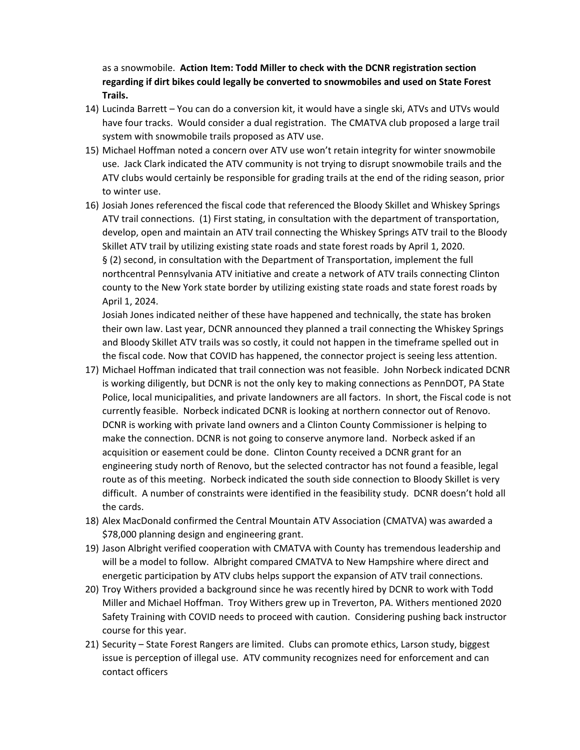as a snowmobile. **Action Item: Todd Miller to check with the DCNR registration section regarding if dirt bikes could legally be converted to snowmobiles and used on State Forest Trails.**

14) Lucinda Barrett – You can do a conversion kit, it would have a single ski, ATVs and UTVs would have four tracks. Would consider a dual registration. The CMATVA club proposed a large trail system with snowmobile trails proposed as ATV use.
15) Michael Hoffman noted a concern over ATV use won't retain integrity for winter snowmobile use. Jack Clark indicated the ATV community is not trying to disrupt snowmobile trails and the ATV clubs would certainly be responsible for grading trails at the end of the riding season, prior to winter use.
16) Josiah Jones referenced the fiscal code that referenced the Bloody Skillet and Whiskey Springs ATV trail connections. (1) First stating, in consultation with the department of transportation, develop, open and maintain an ATV trail connecting the Whiskey Springs ATV trail to the Bloody Skillet ATV trail by utilizing existing state roads and state forest roads by April 1, 2020.
    § (2) second, in consultation with the Department of Transportation, implement the full northcentral Pennsylvania ATV initiative and create a network of ATV trails connecting Clinton county to the New York state border by utilizing existing state roads and state forest roads by April 1, 2024.
    Josiah Jones indicated neither of these have happened and technically, the state has broken their own law. Last year, DCNR announced they planned a trail connecting the Whiskey Springs and Bloody Skillet ATV trails was so costly, it could not happen in the timeframe spelled out in the fiscal code. Now that COVID has happened, the connector project is seeing less attention.
17) Michael Hoffman indicated that trail connection was not feasible. John Norbeck indicated DCNR is working diligently, but DCNR is not the only key to making connections as PennDOT, PA State Police, local municipalities, and private landowners are all factors. In short, the Fiscal code is not currently feasible. Norbeck indicated DCNR is looking at northern connector out of Renovo. DCNR is working with private land owners and a Clinton County Commissioner is helping to make the connection. DCNR is not going to conserve anymore land. Norbeck asked if an acquisition or easement could be done. Clinton County received a DCNR grant for an engineering study north of Renovo, but the selected contractor has not found a feasible, legal route as of this meeting. Norbeck indicated the south side connection to Bloody Skillet is very difficult. A number of constraints were identified in the feasibility study. DCNR doesn't hold all the cards.
18) Alex MacDonald confirmed the Central Mountain ATV Association (CMATVA) was awarded a $78,000 planning design and engineering grant.
19) Jason Albright verified cooperation with CMATVA with County has tremendous leadership and will be a model to follow. Albright compared CMATVA to New Hampshire where direct and energetic participation by ATV clubs helps support the expansion of ATV trail connections.
20) Troy Withers provided a background since he was recently hired by DCNR to work with Todd Miller and Michael Hoffman. Troy Withers grew up in Treverton, PA. Withers mentioned 2020 Safety Training with COVID needs to proceed with caution. Considering pushing back instructor course for this year.
21) Security – State Forest Rangers are limited. Clubs can promote ethics, Larson study, biggest issue is perception of illegal use. ATV community recognizes need for enforcement and can contact officers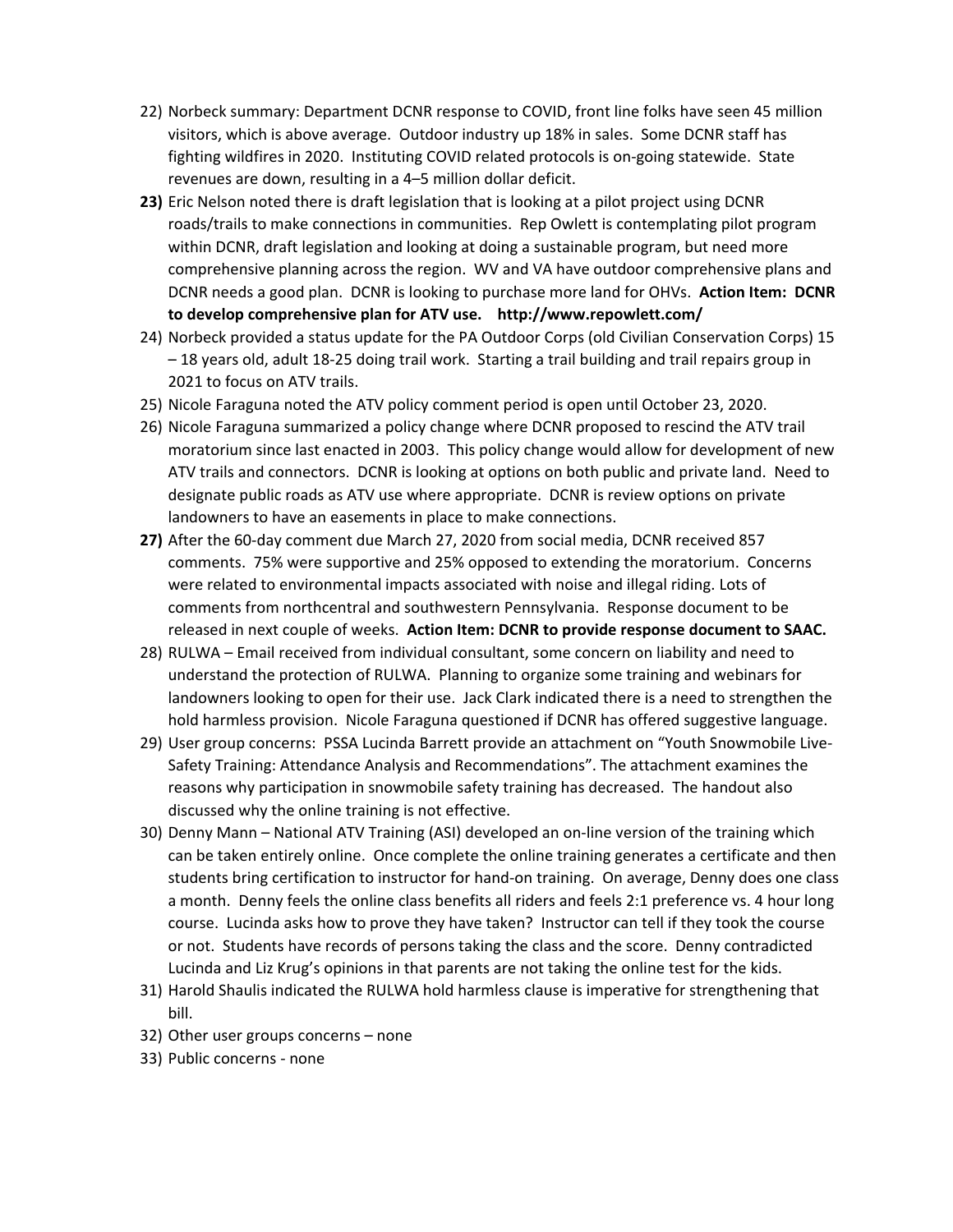22) Norbeck summary: Department DCNR response to COVID, front line folks have seen 45 million visitors, which is above average. Outdoor industry up 18% in sales. Some DCNR staff has fighting wildfires in 2020. Instituting COVID related protocols is on-going statewide. State revenues are down, resulting in a 4–5 million dollar deficit.
**23)** Eric Nelson noted there is draft legislation that is looking at a pilot project using DCNR roads/trails to make connections in communities. Rep Owlett is contemplating pilot program within DCNR, draft legislation and looking at doing a sustainable program, but need more comprehensive planning across the region. WV and VA have outdoor comprehensive plans and DCNR needs a good plan. DCNR is looking to purchase more land for OHVs. **Action Item: DCNR to develop comprehensive plan for ATV use. http://www.repowlett.com/**
24) Norbeck provided a status update for the PA Outdoor Corps (old Civilian Conservation Corps) 15 – 18 years old, adult 18-25 doing trail work. Starting a trail building and trail repairs group in 2021 to focus on ATV trails.
25) Nicole Faraguna noted the ATV policy comment period is open until October 23, 2020.
26) Nicole Faraguna summarized a policy change where DCNR proposed to rescind the ATV trail moratorium since last enacted in 2003. This policy change would allow for development of new ATV trails and connectors. DCNR is looking at options on both public and private land. Need to designate public roads as ATV use where appropriate. DCNR is review options on private landowners to have an easements in place to make connections.
**27)** After the 60-day comment due March 27, 2020 from social media, DCNR received 857 comments. 75% were supportive and 25% opposed to extending the moratorium. Concerns were related to environmental impacts associated with noise and illegal riding. Lots of comments from northcentral and southwestern Pennsylvania. Response document to be released in next couple of weeks. **Action Item: DCNR to provide response document to SAAC.**
28) RULWA – Email received from individual consultant, some concern on liability and need to understand the protection of RULWA. Planning to organize some training and webinars for landowners looking to open for their use. Jack Clark indicated there is a need to strengthen the hold harmless provision. Nicole Faraguna questioned if DCNR has offered suggestive language.
29) User group concerns: PSSA Lucinda Barrett provide an attachment on "Youth Snowmobile Live-Safety Training: Attendance Analysis and Recommendations". The attachment examines the reasons why participation in snowmobile safety training has decreased. The handout also discussed why the online training is not effective.
30) Denny Mann – National ATV Training (ASI) developed an on-line version of the training which can be taken entirely online. Once complete the online training generates a certificate and then students bring certification to instructor for hand-on training. On average, Denny does one class a month. Denny feels the online class benefits all riders and feels 2:1 preference vs. 4 hour long course. Lucinda asks how to prove they have taken? Instructor can tell if they took the course or not. Students have records of persons taking the class and the score. Denny contradicted Lucinda and Liz Krug's opinions in that parents are not taking the online test for the kids.
31) Harold Shaulis indicated the RULWA hold harmless clause is imperative for strengthening that bill.
32) Other user groups concerns – none
33) Public concerns - none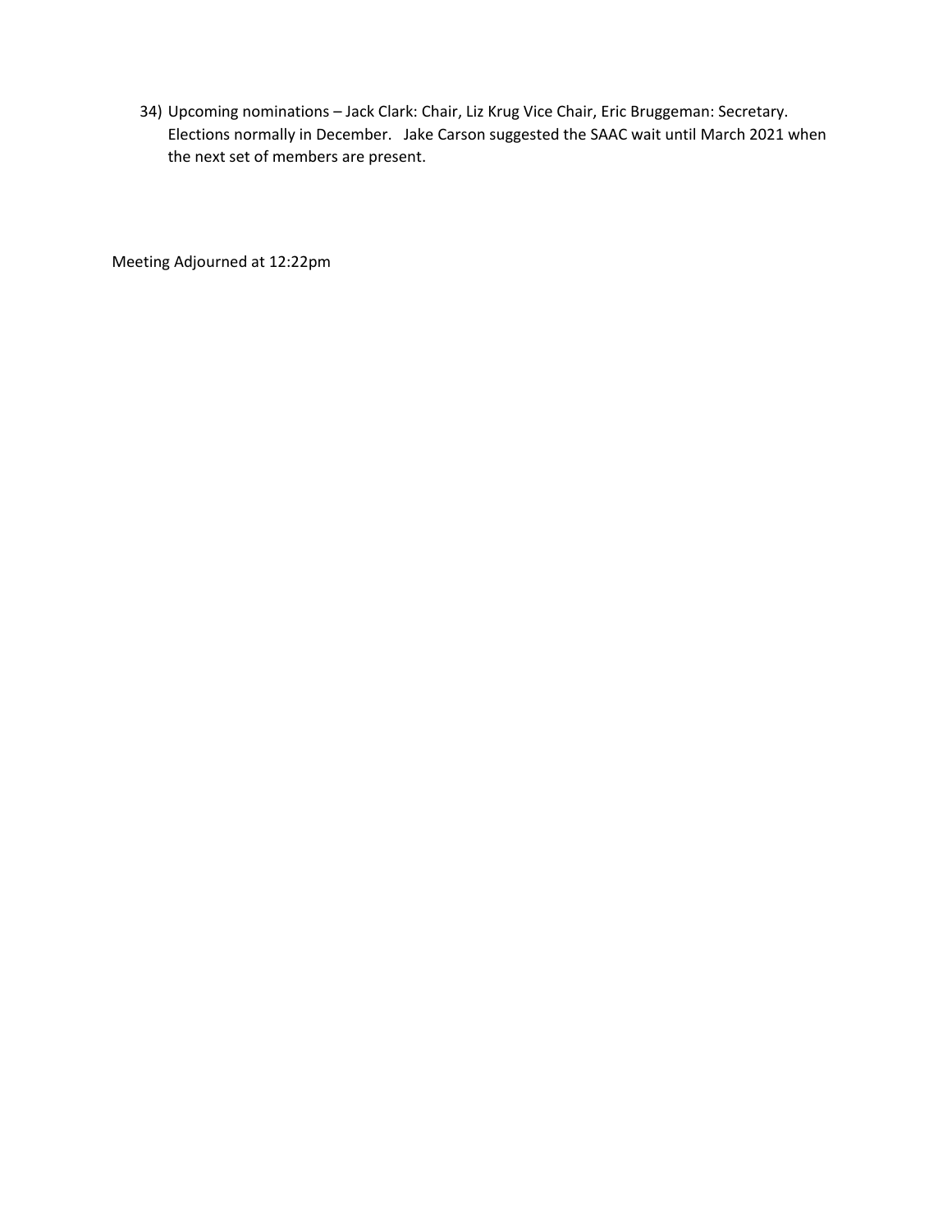34) Upcoming nominations – Jack Clark: Chair, Liz Krug Vice Chair, Eric Bruggeman: Secretary. Elections normally in December. Jake Carson suggested the SAAC wait until March 2021 when the next set of members are present.

Meeting Adjourned at 12:22pm